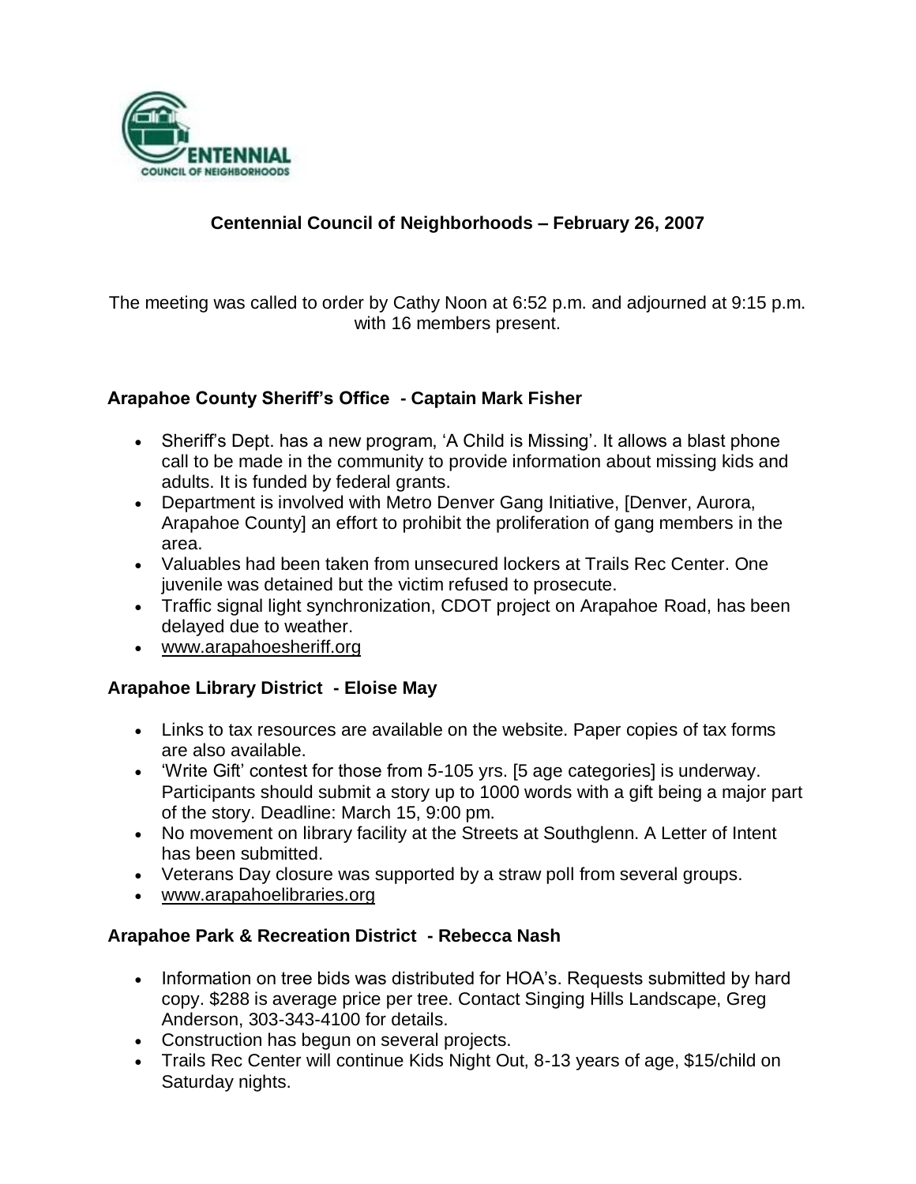# Centennial Council of Neighborhoods – February 26, 2007

The meeting was called to order by Cathy Noon at 6:52 p.m. and adjourned at 9:15 p.m. with 16 members present.

## Arapahoe County Sheriff's Office - Captain Mark Fisher

- Sheriff's Dept. has a new program, 'A Child is Missing'. It allows a blast phone call to be made in the community to provide information about missing kids and adults. It is funded by federal grants.
- Department is involved with Metro Denver Gang Initiative, [Denver, Aurora, Arapahoe County] an effort to prohibit the proliferation of gang members in the area.
- Valuables had been taken from unsecured lockers at Trails Rec Center. One juvenile was detained but the victim refused to prosecute.
- Traffic signal light synchronization, CDOT project on Arapahoe Road, has been delayed due to weather.
- www.arapahoesheriff.org

## Arapahoe Library District - Eloise May

- Links to tax resources are available on the website. Paper copies of tax forms are also available.
- 'Write Gift' contest for those from 5-105 yrs. [5 age categories] is underway. Participants should submit a story up to 1000 words with a gift being a major part of the story. Deadline: March 15, 9:00 pm.
- No movement on library facility at the Streets at Southglenn. A Letter of Intent has been submitted.
- Veterans Day closure was supported by a straw poll from several groups.
- www.arapahoelibraries.org

## Arapahoe Park & Recreation District - Rebecca Nash

- Information on tree bids was distributed for HOA's. Requests submitted by hard copy. $288 is average price per tree. Contact Singing Hills Landscape, Greg Anderson, 303-343-4100 for details.
- Construction has begun on several projects.
- Trails Rec Center will continue Kids Night Out, 8-13 years of age, $15/child on Saturday nights.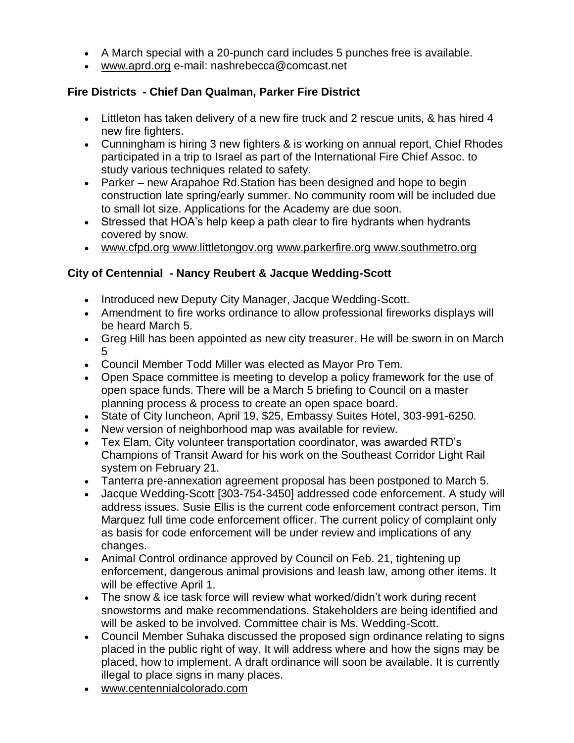- A March special with a 20-punch card includes 5 punches free is available.
- www.aprd.org e-mail: nashrebecca@comcast.net

### Fire Districts - Chief Dan Qualman, Parker Fire District

- Littleton has taken delivery of a new fire truck and 2 rescue units, & has hired 4 new fire fighters.
- Cunningham is hiring 3 new fighters & is working on annual report, Chief Rhodes participated in a trip to Israel as part of the International Fire Chief Assoc. to study various techniques related to safety.
- Parker – new Arapahoe Rd.Station has been designed and hope to begin construction late spring/early summer. No community room will be included due to small lot size. Applications for the Academy are due soon.
- Stressed that HOA's help keep a path clear to fire hydrants when hydrants covered by snow.
- www.cfpd.org www.littletongov.org www.parkerfire.org www.southmetro.org

### City of Centennial - Nancy Reubert & Jacque Wedding-Scott

- Introduced new Deputy City Manager, Jacque Wedding-Scott.
- Amendment to fire works ordinance to allow professional fireworks displays will be heard March 5.
- Greg Hill has been appointed as new city treasurer. He will be sworn in on March 5
- Council Member Todd Miller was elected as Mayor Pro Tem.
- Open Space committee is meeting to develop a policy framework for the use of open space funds. There will be a March 5 briefing to Council on a master planning process & process to create an open space board.
- State of City luncheon, April 19, $25, Embassy Suites Hotel, 303-991-6250.
- New version of neighborhood map was available for review.
- Tex Elam, City volunteer transportation coordinator, was awarded RTD's Champions of Transit Award for his work on the Southeast Corridor Light Rail system on February 21.
- Tanterra pre-annexation agreement proposal has been postponed to March 5.
- Jacque Wedding-Scott [303-754-3450] addressed code enforcement. A study will address issues. Susie Ellis is the current code enforcement contract person, Tim Marquez full time code enforcement officer. The current policy of complaint only as basis for code enforcement will be under review and implications of any changes.
- Animal Control ordinance approved by Council on Feb. 21, tightening up enforcement, dangerous animal provisions and leash law, among other items. It will be effective April 1.
- The snow & ice task force will review what worked/didn't work during recent snowstorms and make recommendations. Stakeholders are being identified and will be asked to be involved. Committee chair is Ms. Wedding-Scott.
- Council Member Suhaka discussed the proposed sign ordinance relating to signs placed in the public right of way. It will address where and how the signs may be placed, how to implement. A draft ordinance will soon be available. It is currently illegal to place signs in many places.
- www.centennialcolorado.com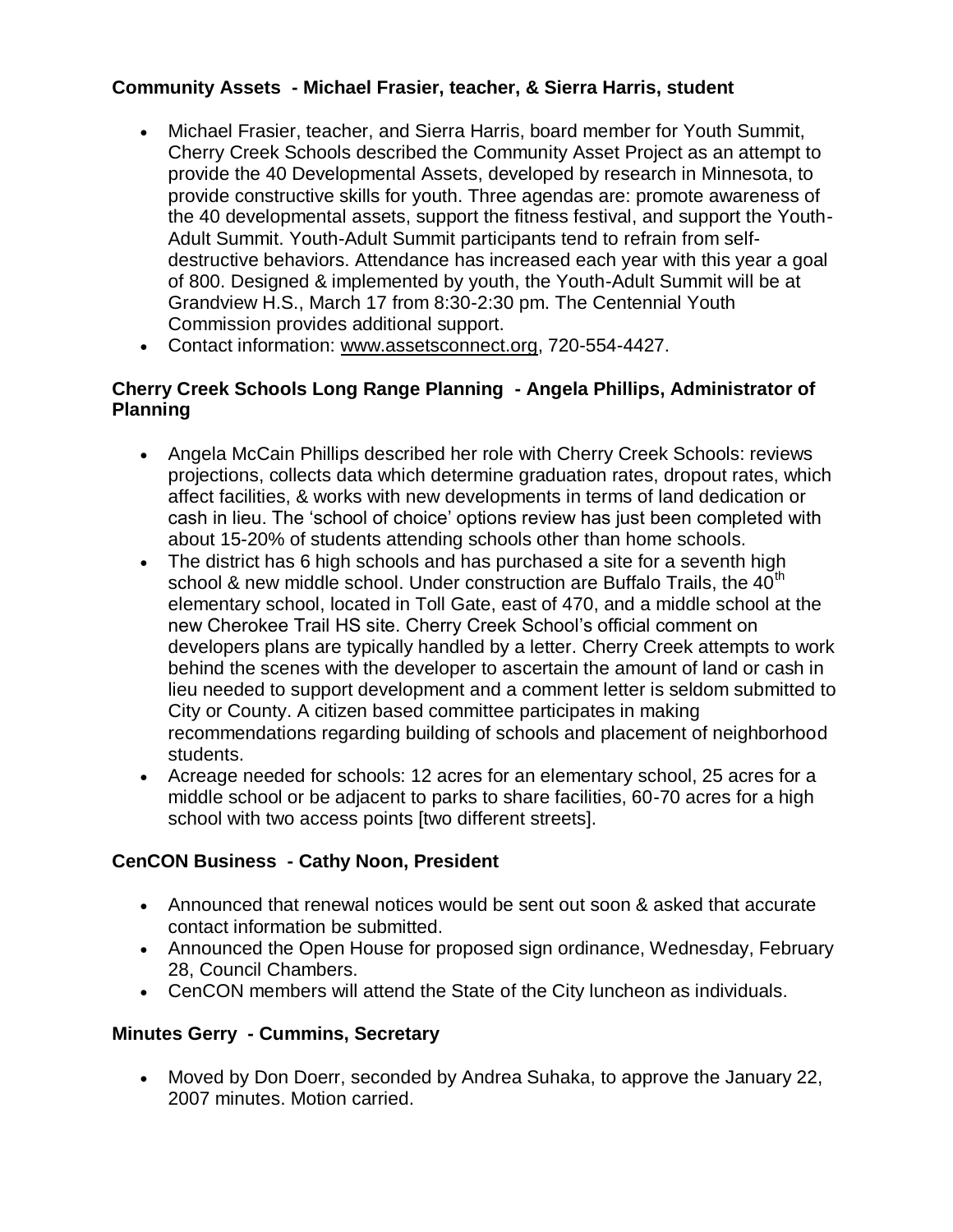### Community Assets - Michael Frasier, teacher, & Sierra Harris, student

- Michael Frasier, teacher, and Sierra Harris, board member for Youth Summit, Cherry Creek Schools described the Community Asset Project as an attempt to provide the 40 Developmental Assets, developed by research in Minnesota, to provide constructive skills for youth. Three agendas are: promote awareness of the 40 developmental assets, support the fitness festival, and support the Youth-Adult Summit. Youth-Adult Summit participants tend to refrain from self-destructive behaviors. Attendance has increased each year with this year a goal of 800. Designed & implemented by youth, the Youth-Adult Summit will be at Grandview H.S., March 17 from 8:30-2:30 pm. The Centennial Youth Commission provides additional support.
- Contact information: www.assetsconnect.org, 720-554-4427.

### Cherry Creek Schools Long Range Planning - Angela Phillips, Administrator of Planning

- Angela McCain Phillips described her role with Cherry Creek Schools: reviews projections, collects data which determine graduation rates, dropout rates, which affect facilities, & works with new developments in terms of land dedication or cash in lieu. The 'school of choice' options review has just been completed with about 15-20% of students attending schools other than home schools.
- The district has 6 high schools and has purchased a site for a seventh high school & new middle school. Under construction are Buffalo Trails, the 40th elementary school, located in Toll Gate, east of 470, and a middle school at the new Cherokee Trail HS site. Cherry Creek School's official comment on developers plans are typically handled by a letter. Cherry Creek attempts to work behind the scenes with the developer to ascertain the amount of land or cash in lieu needed to support development and a comment letter is seldom submitted to City or County. A citizen based committee participates in making recommendations regarding building of schools and placement of neighborhood students.
- Acreage needed for schools: 12 acres for an elementary school, 25 acres for a middle school or be adjacent to parks to share facilities, 60-70 acres for a high school with two access points [two different streets].

### CenCON Business - Cathy Noon, President

- Announced that renewal notices would be sent out soon & asked that accurate contact information be submitted.
- Announced the Open House for proposed sign ordinance, Wednesday, February 28, Council Chambers.
- CenCON members will attend the State of the City luncheon as individuals.

### Minutes Gerry - Cummins, Secretary

- Moved by Don Doerr, seconded by Andrea Suhaka, to approve the January 22, 2007 minutes. Motion carried.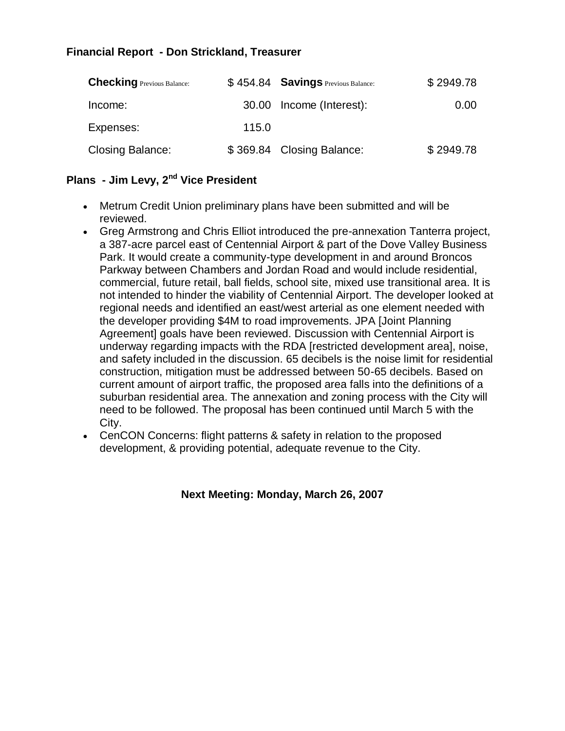**Financial Report - Don Strickland, Treasurer**

| | | | |
|---|---|---|---|
| **Checking** Previous Balance: | $ 454.84 | **Savings** Previous Balance: | $ 2949.78 |
| Income: | 30.00 | Income (Interest): | 0.00 |
| Expenses: | 115.0 | | |
| Closing Balance: | $ 369.84 | Closing Balance: | $ 2949.78 |

**Plans - Jim Levy, 2nd Vice President**

- Metrum Credit Union preliminary plans have been submitted and will be reviewed.
- Greg Armstrong and Chris Elliot introduced the pre-annexation Tanterra project, a 387-acre parcel east of Centennial Airport & part of the Dove Valley Business Park. It would create a community-type development in and around Broncos Parkway between Chambers and Jordan Road and would include residential, commercial, future retail, ball fields, school site, mixed use transitional area. It is not intended to hinder the viability of Centennial Airport. The developer looked at regional needs and identified an east/west arterial as one element needed with the developer providing $4M to road improvements. JPA [Joint Planning Agreement] goals have been reviewed. Discussion with Centennial Airport is underway regarding impacts with the RDA [restricted development area], noise, and safety included in the discussion. 65 decibels is the noise limit for residential construction, mitigation must be addressed between 50-65 decibels. Based on current amount of airport traffic, the proposed area falls into the definitions of a suburban residential area. The annexation and zoning process with the City will need to be followed. The proposal has been continued until March 5 with the City.
- CenCON Concerns: flight patterns & safety in relation to the proposed development, & providing potential, adequate revenue to the City.

**Next Meeting: Monday, March 26, 2007**